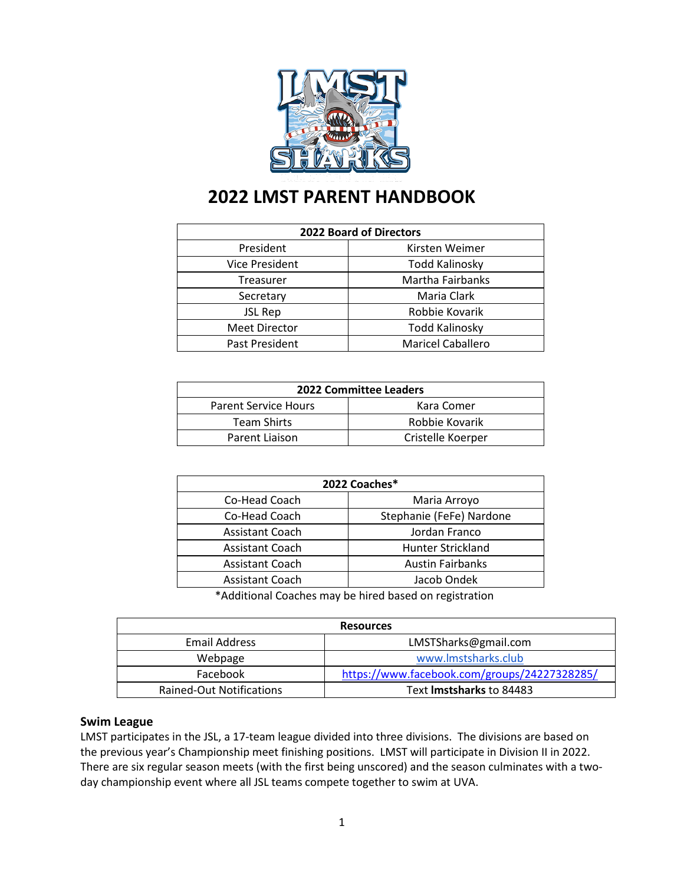# 2022 LMST PARENT HANDBOOK

| 2022 Board of Directors | |
|---|---|
| President | Kirsten Weimer |
| Vice President | Todd Kalinosky |
| Treasurer | Martha Fairbanks |
| Secretary | Maria Clark |
| JSL Rep | Robbie Kovarik |
| Meet Director | Todd Kalinosky |
| Past President | Maricel Caballero |

| 2022 Committee Leaders | |
|---|---|
| Parent Service Hours | Kara Comer |
| Team Shirts | Robbie Kovarik |
| Parent Liaison | Cristelle Koerper |

| 2022 Coaches* | |
|---|---|
| Co-Head Coach | Maria Arroyo |
| Co-Head Coach | Stephanie (FeFe) Nardone |
| Assistant Coach | Jordan Franco |
| Assistant Coach | Hunter Strickland |
| Assistant Coach | Austin Fairbanks |
| Assistant Coach | Jacob Ondek |

*Additional Coaches may be hired based on registration

| Resources | |
|---|---|
| Email Address | LMSTSharks@gmail.com |
| Webpage | www.lmstsharks.club |
| Facebook | https://www.facebook.com/groups/24227328285/ |
| Rained-Out Notifications | Text **lmstsharks** to 84483 |

## Swim League

LMST participates in the JSL, a 17-team league divided into three divisions. The divisions are based on the previous year's Championship meet finishing positions. LMST will participate in Division II in 2022. There are six regular season meets (with the first being unscored) and the season culminates with a two-day championship event where all JSL teams compete together to swim at UVA.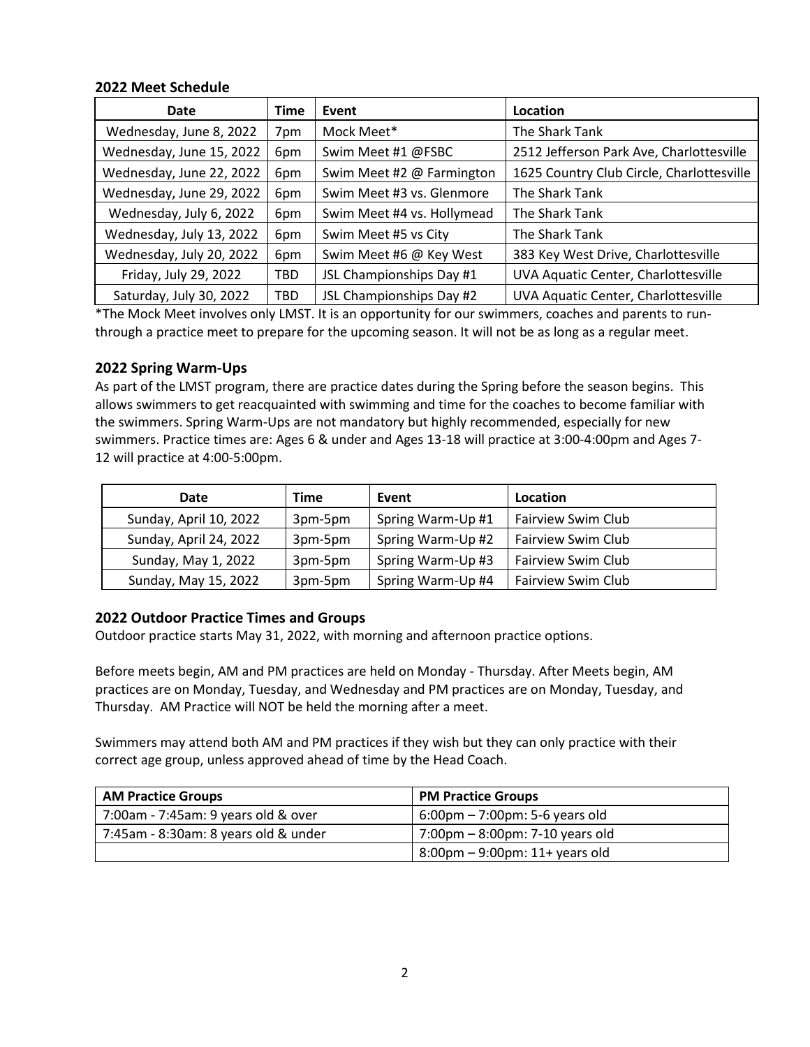## 2022 Meet Schedule

| Date | Time | Event | Location |
|---|---|---|---|
| Wednesday, June 8, 2022 | 7pm | Mock Meet* | The Shark Tank |
| Wednesday, June 15, 2022 | 6pm | Swim Meet #1 @FSBC | 2512 Jefferson Park Ave, Charlottesville |
| Wednesday, June 22, 2022 | 6pm | Swim Meet #2 @ Farmington | 1625 Country Club Circle, Charlottesville |
| Wednesday, June 29, 2022 | 6pm | Swim Meet #3 vs. Glenmore | The Shark Tank |
| Wednesday, July 6, 2022 | 6pm | Swim Meet #4 vs. Hollymead | The Shark Tank |
| Wednesday, July 13, 2022 | 6pm | Swim Meet #5 vs City | The Shark Tank |
| Wednesday, July 20, 2022 | 6pm | Swim Meet #6 @ Key West | 383 Key West Drive, Charlottesville |
| Friday, July 29, 2022 | TBD | JSL Championships Day #1 | UVA Aquatic Center, Charlottesville |
| Saturday, July 30, 2022 | TBD | JSL Championships Day #2 | UVA Aquatic Center, Charlottesville |

*The Mock Meet involves only LMST. It is an opportunity for our swimmers, coaches and parents to run-through a practice meet to prepare for the upcoming season. It will not be as long as a regular meet.

## 2022 Spring Warm-Ups

As part of the LMST program, there are practice dates during the Spring before the season begins. This allows swimmers to get reacquainted with swimming and time for the coaches to become familiar with the swimmers. Spring Warm-Ups are not mandatory but highly recommended, especially for new swimmers. Practice times are: Ages 6 & under and Ages 13-18 will practice at 3:00-4:00pm and Ages 7-12 will practice at 4:00-5:00pm.

| Date | Time | Event | Location |
|---|---|---|---|
| Sunday, April 10, 2022 | 3pm-5pm | Spring Warm-Up #1 | Fairview Swim Club |
| Sunday, April 24, 2022 | 3pm-5pm | Spring Warm-Up #2 | Fairview Swim Club |
| Sunday, May 1, 2022 | 3pm-5pm | Spring Warm-Up #3 | Fairview Swim Club |
| Sunday, May 15, 2022 | 3pm-5pm | Spring Warm-Up #4 | Fairview Swim Club |

## 2022 Outdoor Practice Times and Groups

Outdoor practice starts May 31, 2022, with morning and afternoon practice options.

Before meets begin, AM and PM practices are held on Monday - Thursday. After Meets begin, AM practices are on Monday, Tuesday, and Wednesday and PM practices are on Monday, Tuesday, and Thursday. AM Practice will NOT be held the morning after a meet.

Swimmers may attend both AM and PM practices if they wish but they can only practice with their correct age group, unless approved ahead of time by the Head Coach.

| AM Practice Groups | PM Practice Groups |
|---|---|
| 7:00am - 7:45am: 9 years old & over | 6:00pm – 7:00pm: 5-6 years old |
| 7:45am - 8:30am: 8 years old & under | 7:00pm – 8:00pm: 7-10 years old |
| | 8:00pm – 9:00pm: 11+ years old |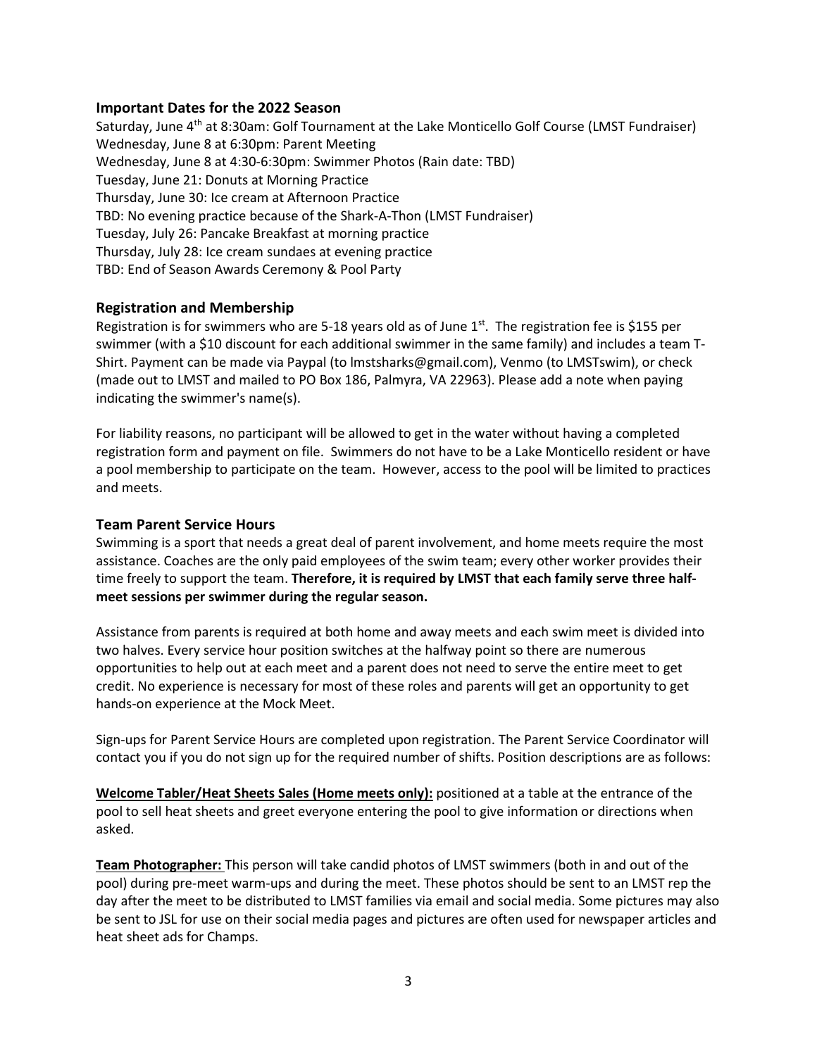## Important Dates for the 2022 Season

Saturday, June 4th at 8:30am: Golf Tournament at the Lake Monticello Golf Course (LMST Fundraiser)
Wednesday, June 8 at 6:30pm: Parent Meeting
Wednesday, June 8 at 4:30-6:30pm: Swimmer Photos (Rain date: TBD)
Tuesday, June 21: Donuts at Morning Practice
Thursday, June 30: Ice cream at Afternoon Practice
TBD: No evening practice because of the Shark-A-Thon (LMST Fundraiser)
Tuesday, July 26: Pancake Breakfast at morning practice
Thursday, July 28: Ice cream sundaes at evening practice
TBD: End of Season Awards Ceremony & Pool Party

## Registration and Membership

Registration is for swimmers who are 5-18 years old as of June 1st. The registration fee is $155 per swimmer (with a $10 discount for each additional swimmer in the same family) and includes a team T-Shirt. Payment can be made via Paypal (to lmstsharks@gmail.com), Venmo (to LMSTswim), or check (made out to LMST and mailed to PO Box 186, Palmyra, VA 22963). Please add a note when paying indicating the swimmer's name(s).

For liability reasons, no participant will be allowed to get in the water without having a completed registration form and payment on file. Swimmers do not have to be a Lake Monticello resident or have a pool membership to participate on the team. However, access to the pool will be limited to practices and meets.

## Team Parent Service Hours

Swimming is a sport that needs a great deal of parent involvement, and home meets require the most assistance. Coaches are the only paid employees of the swim team; every other worker provides their time freely to support the team. **Therefore, it is required by LMST that each family serve three half-meet sessions per swimmer during the regular season.**

Assistance from parents is required at both home and away meets and each swim meet is divided into two halves. Every service hour position switches at the halfway point so there are numerous opportunities to help out at each meet and a parent does not need to serve the entire meet to get credit. No experience is necessary for most of these roles and parents will get an opportunity to get hands-on experience at the Mock Meet.

Sign-ups for Parent Service Hours are completed upon registration. The Parent Service Coordinator will contact you if you do not sign up for the required number of shifts. Position descriptions are as follows:

**Welcome Tabler/Heat Sheets Sales (Home meets only):** positioned at a table at the entrance of the pool to sell heat sheets and greet everyone entering the pool to give information or directions when asked.

**Team Photographer:** This person will take candid photos of LMST swimmers (both in and out of the pool) during pre-meet warm-ups and during the meet. These photos should be sent to an LMST rep the day after the meet to be distributed to LMST families via email and social media. Some pictures may also be sent to JSL for use on their social media pages and pictures are often used for newspaper articles and heat sheet ads for Champs.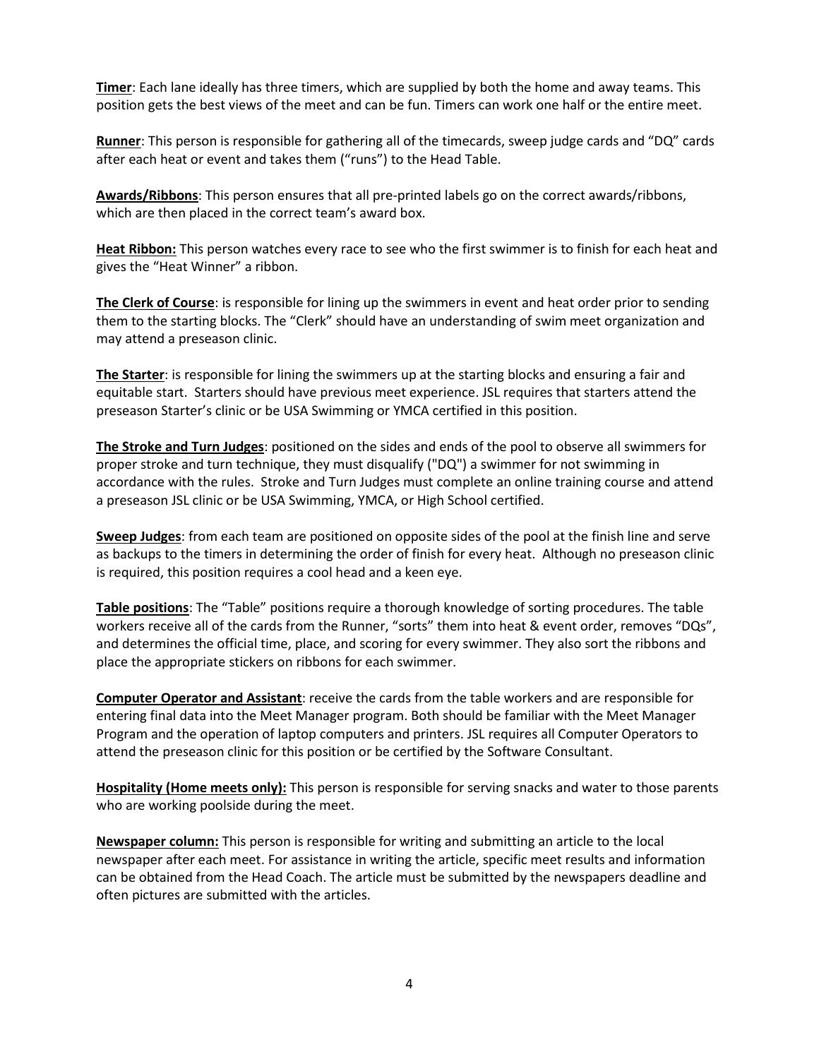**Timer**: Each lane ideally has three timers, which are supplied by both the home and away teams. This position gets the best views of the meet and can be fun. Timers can work one half or the entire meet.

**Runner**: This person is responsible for gathering all of the timecards, sweep judge cards and "DQ" cards after each heat or event and takes them ("runs") to the Head Table.

**Awards/Ribbons**: This person ensures that all pre-printed labels go on the correct awards/ribbons, which are then placed in the correct team's award box.

**Heat Ribbon:** This person watches every race to see who the first swimmer is to finish for each heat and gives the "Heat Winner" a ribbon.

**The Clerk of Course**: is responsible for lining up the swimmers in event and heat order prior to sending them to the starting blocks. The "Clerk" should have an understanding of swim meet organization and may attend a preseason clinic.

**The Starter**: is responsible for lining the swimmers up at the starting blocks and ensuring a fair and equitable start. Starters should have previous meet experience. JSL requires that starters attend the preseason Starter's clinic or be USA Swimming or YMCA certified in this position.

**The Stroke and Turn Judges**: positioned on the sides and ends of the pool to observe all swimmers for proper stroke and turn technique, they must disqualify ("DQ") a swimmer for not swimming in accordance with the rules. Stroke and Turn Judges must complete an online training course and attend a preseason JSL clinic or be USA Swimming, YMCA, or High School certified.

**Sweep Judges**: from each team are positioned on opposite sides of the pool at the finish line and serve as backups to the timers in determining the order of finish for every heat. Although no preseason clinic is required, this position requires a cool head and a keen eye.

**Table positions**: The "Table" positions require a thorough knowledge of sorting procedures. The table workers receive all of the cards from the Runner, "sorts" them into heat & event order, removes "DQs", and determines the official time, place, and scoring for every swimmer. They also sort the ribbons and place the appropriate stickers on ribbons for each swimmer.

**Computer Operator and Assistant**: receive the cards from the table workers and are responsible for entering final data into the Meet Manager program. Both should be familiar with the Meet Manager Program and the operation of laptop computers and printers. JSL requires all Computer Operators to attend the preseason clinic for this position or be certified by the Software Consultant.

**Hospitality (Home meets only):** This person is responsible for serving snacks and water to those parents who are working poolside during the meet.

**Newspaper column:** This person is responsible for writing and submitting an article to the local newspaper after each meet. For assistance in writing the article, specific meet results and information can be obtained from the Head Coach. The article must be submitted by the newspapers deadline and often pictures are submitted with the articles.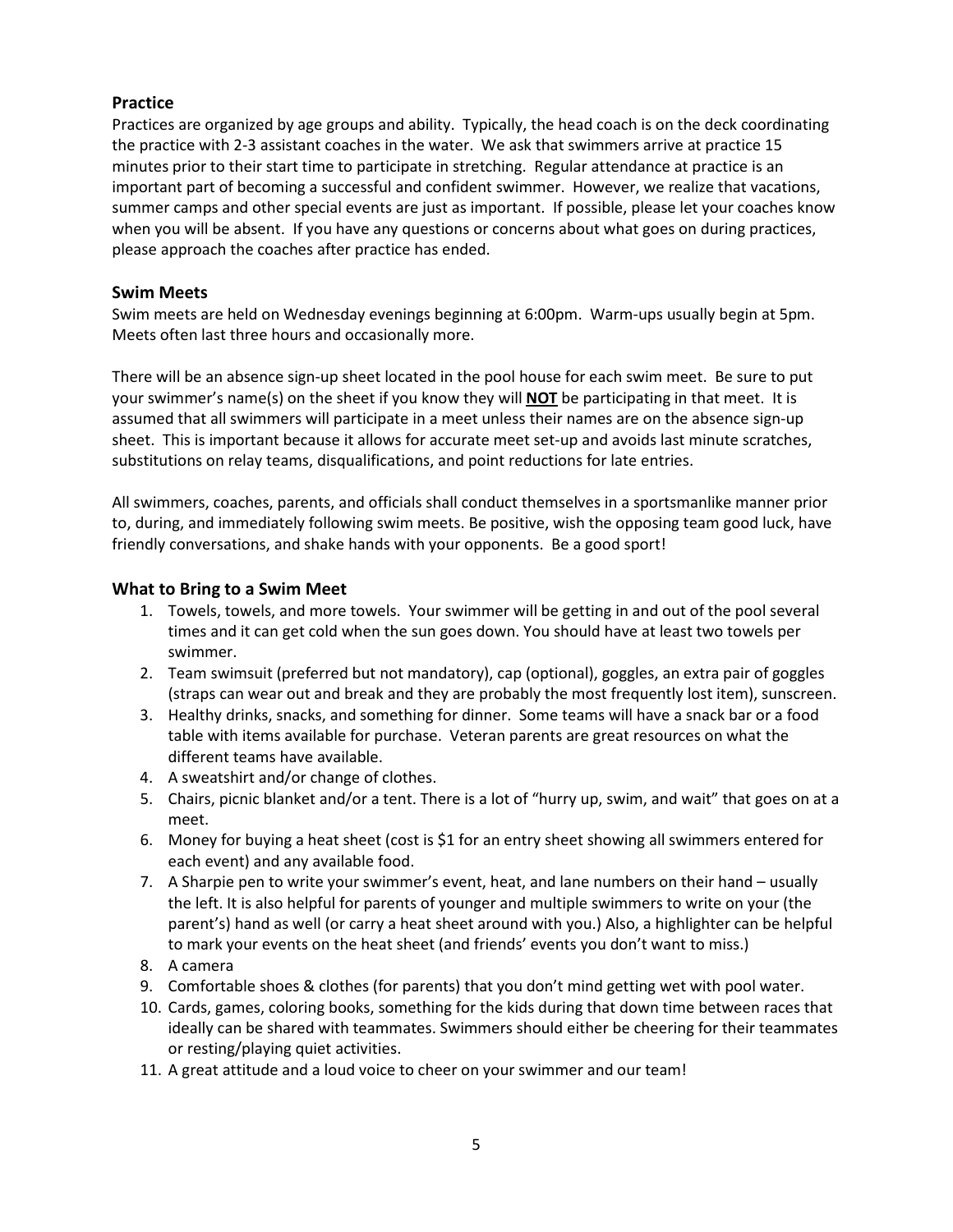## Practice

Practices are organized by age groups and ability. Typically, the head coach is on the deck coordinating the practice with 2-3 assistant coaches in the water. We ask that swimmers arrive at practice 15 minutes prior to their start time to participate in stretching. Regular attendance at practice is an important part of becoming a successful and confident swimmer. However, we realize that vacations, summer camps and other special events are just as important. If possible, please let your coaches know when you will be absent. If you have any questions or concerns about what goes on during practices, please approach the coaches after practice has ended.

## Swim Meets

Swim meets are held on Wednesday evenings beginning at 6:00pm. Warm-ups usually begin at 5pm. Meets often last three hours and occasionally more.

There will be an absence sign-up sheet located in the pool house for each swim meet. Be sure to put your swimmer's name(s) on the sheet if you know they will <u>**NOT**</u> be participating in that meet. It is assumed that all swimmers will participate in a meet unless their names are on the absence sign-up sheet. This is important because it allows for accurate meet set-up and avoids last minute scratches, substitutions on relay teams, disqualifications, and point reductions for late entries.

All swimmers, coaches, parents, and officials shall conduct themselves in a sportsmanlike manner prior to, during, and immediately following swim meets. Be positive, wish the opposing team good luck, have friendly conversations, and shake hands with your opponents. Be a good sport!

## What to Bring to a Swim Meet

1. Towels, towels, and more towels. Your swimmer will be getting in and out of the pool several times and it can get cold when the sun goes down. You should have at least two towels per swimmer.
2. Team swimsuit (preferred but not mandatory), cap (optional), goggles, an extra pair of goggles (straps can wear out and break and they are probably the most frequently lost item), sunscreen.
3. Healthy drinks, snacks, and something for dinner. Some teams will have a snack bar or a food table with items available for purchase. Veteran parents are great resources on what the different teams have available.
4. A sweatshirt and/or change of clothes.
5. Chairs, picnic blanket and/or a tent. There is a lot of "hurry up, swim, and wait" that goes on at a meet.
6. Money for buying a heat sheet (cost is $1 for an entry sheet showing all swimmers entered for each event) and any available food.
7. A Sharpie pen to write your swimmer's event, heat, and lane numbers on their hand – usually the left. It is also helpful for parents of younger and multiple swimmers to write on your (the parent's) hand as well (or carry a heat sheet around with you.) Also, a highlighter can be helpful to mark your events on the heat sheet (and friends' events you don't want to miss.)
8. A camera
9. Comfortable shoes & clothes (for parents) that you don't mind getting wet with pool water.
10. Cards, games, coloring books, something for the kids during that down time between races that ideally can be shared with teammates. Swimmers should either be cheering for their teammates or resting/playing quiet activities.
11. A great attitude and a loud voice to cheer on your swimmer and our team!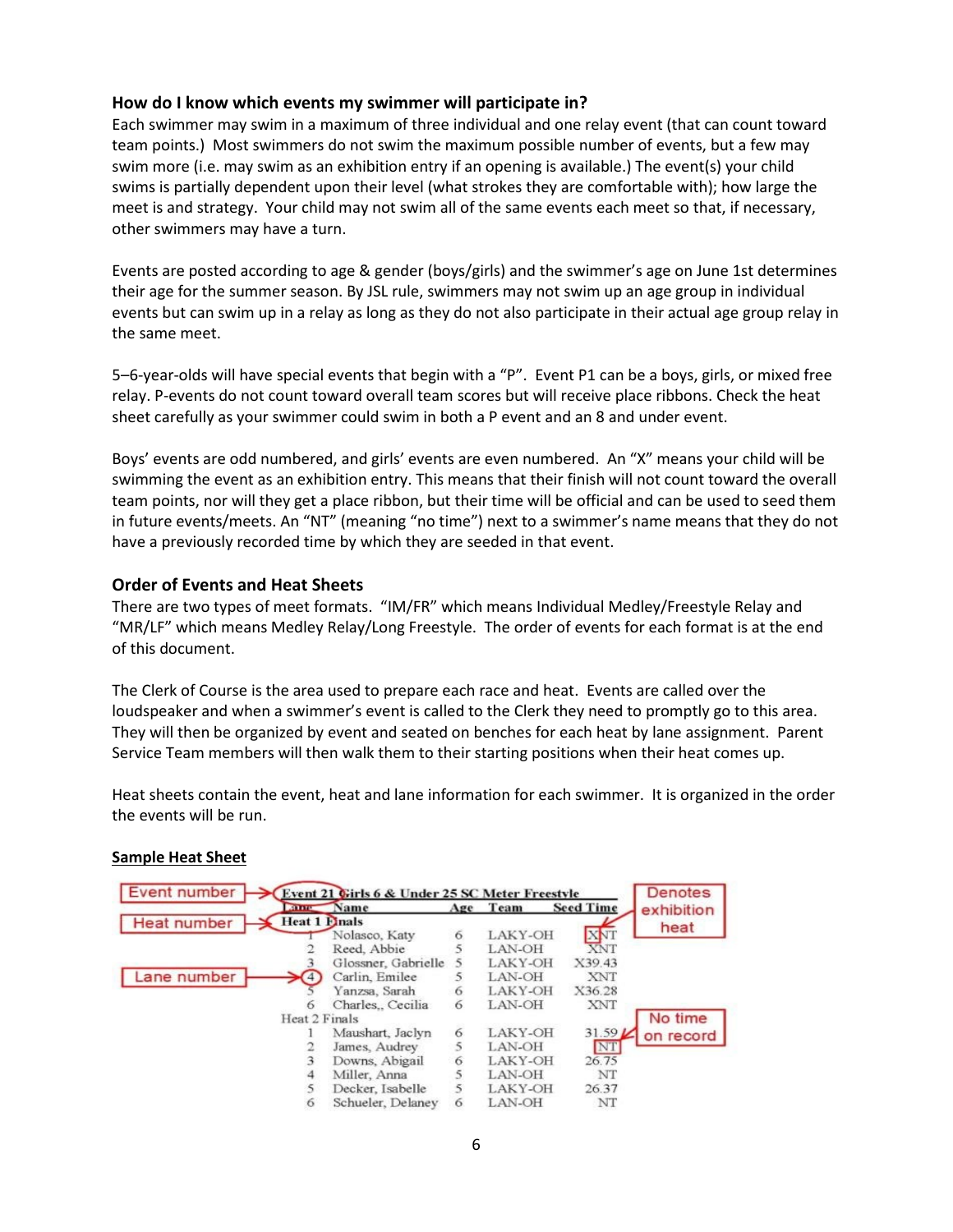### How do I know which events my swimmer will participate in?

Each swimmer may swim in a maximum of three individual and one relay event (that can count toward team points.) Most swimmers do not swim the maximum possible number of events, but a few may swim more (i.e. may swim as an exhibition entry if an opening is available.) The event(s) your child swims is partially dependent upon their level (what strokes they are comfortable with); how large the meet is and strategy. Your child may not swim all of the same events each meet so that, if necessary, other swimmers may have a turn.

Events are posted according to age & gender (boys/girls) and the swimmer's age on June 1st determines their age for the summer season. By JSL rule, swimmers may not swim up an age group in individual events but can swim up in a relay as long as they do not also participate in their actual age group relay in the same meet.

5–6-year-olds will have special events that begin with a "P". Event P1 can be a boys, girls, or mixed free relay. P-events do not count toward overall team scores but will receive place ribbons. Check the heat sheet carefully as your swimmer could swim in both a P event and an 8 and under event.

Boys' events are odd numbered, and girls' events are even numbered. An "X" means your child will be swimming the event as an exhibition entry. This means that their finish will not count toward the overall team points, nor will they get a place ribbon, but their time will be official and can be used to seed them in future events/meets. An "NT" (meaning "no time") next to a swimmer's name means that they do not have a previously recorded time by which they are seeded in that event.

### Order of Events and Heat Sheets

There are two types of meet formats. "IM/FR" which means Individual Medley/Freestyle Relay and "MR/LF" which means Medley Relay/Long Freestyle. The order of events for each format is at the end of this document.

The Clerk of Course is the area used to prepare each race and heat. Events are called over the loudspeaker and when a swimmer's event is called to the Clerk they need to promptly go to this area. They will then be organized by event and seated on benches for each heat by lane assignment. Parent Service Team members will then walk them to their starting positions when their heat comes up.

Heat sheets contain the event, heat and lane information for each swimmer. It is organized in the order the events will be run.

**Sample Heat Sheet**

Event number → **Event 21 Girls 6 & Under 25 SC Meter Freestyle**

Heat number → **Heat 1 Finals**

Lane number → lane 4

Denotes exhibition heat → XNT

No time on record → NT

| Lane | Name | Age | Team | Seed Time |
|---|---|---|---|---|
| **Heat 1 Finals** | | | | |
| 1 | Nolasco, Katy | 6 | LAKY-OH | XNT |
| 2 | Reed, Abbie | 5 | LAN-OH | XNT |
| 3 | Glossner, Gabrielle | 5 | LAKY-OH | X39.43 |
| 4 | Carlin, Emilee | 5 | LAN-OH | XNT |
| 5 | Yanzsa, Sarah | 6 | LAKY-OH | X36.28 |
| 6 | Charles,, Cecilia | 6 | LAN-OH | XNT |
| **Heat 2 Finals** | | | | |
| 1 | Maushart, Jaclyn | 6 | LAKY-OH | 31.59 |
| 2 | James, Audrey | 5 | LAN-OH | NT |
| 3 | Downs, Abigail | 6 | LAKY-OH | 26.75 |
| 4 | Miller, Anna | 5 | LAN-OH | NT |
| 5 | Decker, Isabelle | 5 | LAKY-OH | 26.37 |
| 6 | Schueler, Delaney | 6 | LAN-OH | NT |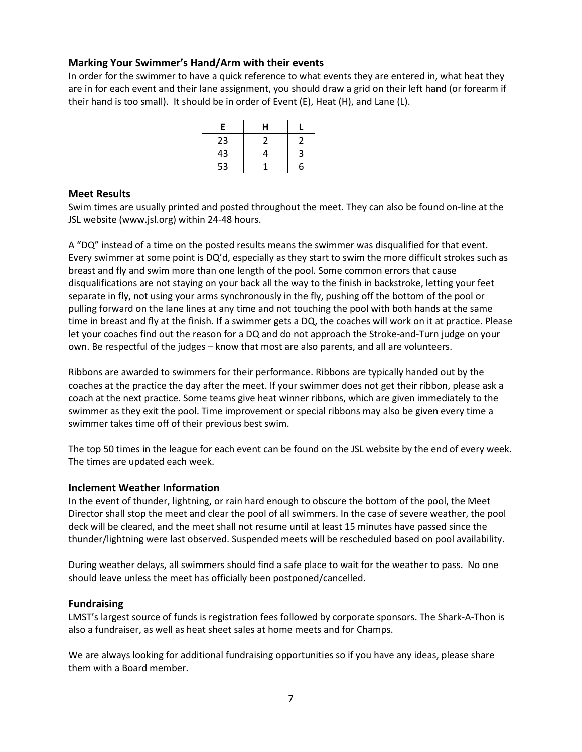### Marking Your Swimmer's Hand/Arm with their events

In order for the swimmer to have a quick reference to what events they are entered in, what heat they are in for each event and their lane assignment, you should draw a grid on their left hand (or forearm if their hand is too small). It should be in order of Event (E), Heat (H), and Lane (L).

| E | H | L |
|---|---|---|
| 23 | 2 | 2 |
| 43 | 4 | 3 |
| 53 | 1 | 6 |

### Meet Results

Swim times are usually printed and posted throughout the meet. They can also be found on-line at the JSL website (www.jsl.org) within 24-48 hours.

A "DQ" instead of a time on the posted results means the swimmer was disqualified for that event. Every swimmer at some point is DQ'd, especially as they start to swim the more difficult strokes such as breast and fly and swim more than one length of the pool. Some common errors that cause disqualifications are not staying on your back all the way to the finish in backstroke, letting your feet separate in fly, not using your arms synchronously in the fly, pushing off the bottom of the pool or pulling forward on the lane lines at any time and not touching the pool with both hands at the same time in breast and fly at the finish. If a swimmer gets a DQ, the coaches will work on it at practice. Please let your coaches find out the reason for a DQ and do not approach the Stroke-and-Turn judge on your own. Be respectful of the judges – know that most are also parents, and all are volunteers.

Ribbons are awarded to swimmers for their performance. Ribbons are typically handed out by the coaches at the practice the day after the meet. If your swimmer does not get their ribbon, please ask a coach at the next practice. Some teams give heat winner ribbons, which are given immediately to the swimmer as they exit the pool. Time improvement or special ribbons may also be given every time a swimmer takes time off of their previous best swim.

The top 50 times in the league for each event can be found on the JSL website by the end of every week. The times are updated each week.

### Inclement Weather Information

In the event of thunder, lightning, or rain hard enough to obscure the bottom of the pool, the Meet Director shall stop the meet and clear the pool of all swimmers. In the case of severe weather, the pool deck will be cleared, and the meet shall not resume until at least 15 minutes have passed since the thunder/lightning were last observed. Suspended meets will be rescheduled based on pool availability.

During weather delays, all swimmers should find a safe place to wait for the weather to pass. No one should leave unless the meet has officially been postponed/cancelled.

### Fundraising

LMST's largest source of funds is registration fees followed by corporate sponsors. The Shark-A-Thon is also a fundraiser, as well as heat sheet sales at home meets and for Champs.

We are always looking for additional fundraising opportunities so if you have any ideas, please share them with a Board member.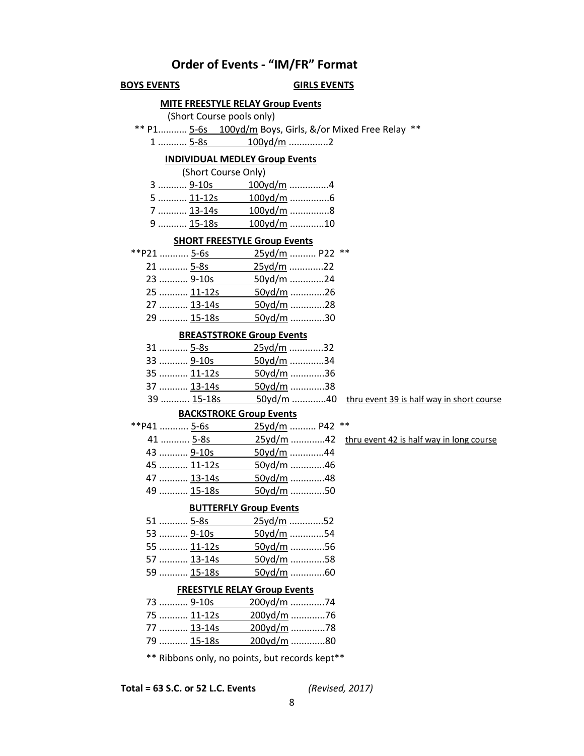## Order of Events - "IM/FR" Format

**BOYS EVENTS** **GIRLS EVENTS**

**MITE FREESTYLE RELAY Group Events**

(Short Course pools only)

** P1........... 5-6s 100yd/m Boys, Girls, &/or Mixed Free Relay **

1 ........... 5-8s 100yd/m ..............2

**INDIVIDUAL MEDLEY Group Events**

(Short Course Only)

3 ........... 9-10s 100yd/m ..............4

5 ........... 11-12s 100yd/m ..............6

7 ........... 13-14s 100yd/m ..............8

9 ........... 15-18s 100yd/m .............10

**SHORT FREESTYLE Group Events**

**P21 ........... 5-6s 25yd/m .......... P22 **

21 ........... 5-8s 25yd/m .............22

23 ........... 9-10s 50yd/m .............24

25 ........... 11-12s 50yd/m .............26

27 ........... 13-14s 50yd/m .............28

29 ........... 15-18s 50yd/m .............30

**BREASTSTROKE Group Events**

31 ........... 5-8s 25yd/m .............32

33 ........... 9-10s 50yd/m .............34

35 ........... 11-12s 50yd/m .............36

37 ........... 13-14s 50yd/m .............38

39 ........... 15-18s 50yd/m .............40 thru event 39 is half way in short course

**BACKSTROKE Group Events**

**P41 ........... 5-6s 25yd/m .......... P42 **

41 ........... 5-8s 25yd/m .............42 thru event 42 is half way in long course

43 ........... 9-10s 50yd/m .............44

45 ........... 11-12s 50yd/m .............46

47 ........... 13-14s 50yd/m .............48

49 ........... 15-18s 50yd/m .............50

**BUTTERFLY Group Events**

51 ........... 5-8s 25yd/m .............52

53 ........... 9-10s 50yd/m .............54

55 ........... 11-12s 50yd/m .............56

57 ........... 13-14s 50yd/m .............58

59 ........... 15-18s 50yd/m .............60

**FREESTYLE RELAY Group Events**

73 ........... 9-10s 200yd/m .............74

75 ........... 11-12s 200yd/m .............76

77 ........... 13-14s 200yd/m .............78

79 ........... 15-18s 200yd/m .............80

** Ribbons only, no points, but records kept**

**Total = 63 S.C. or 52 L.C. Events** *(Revised, 2017)*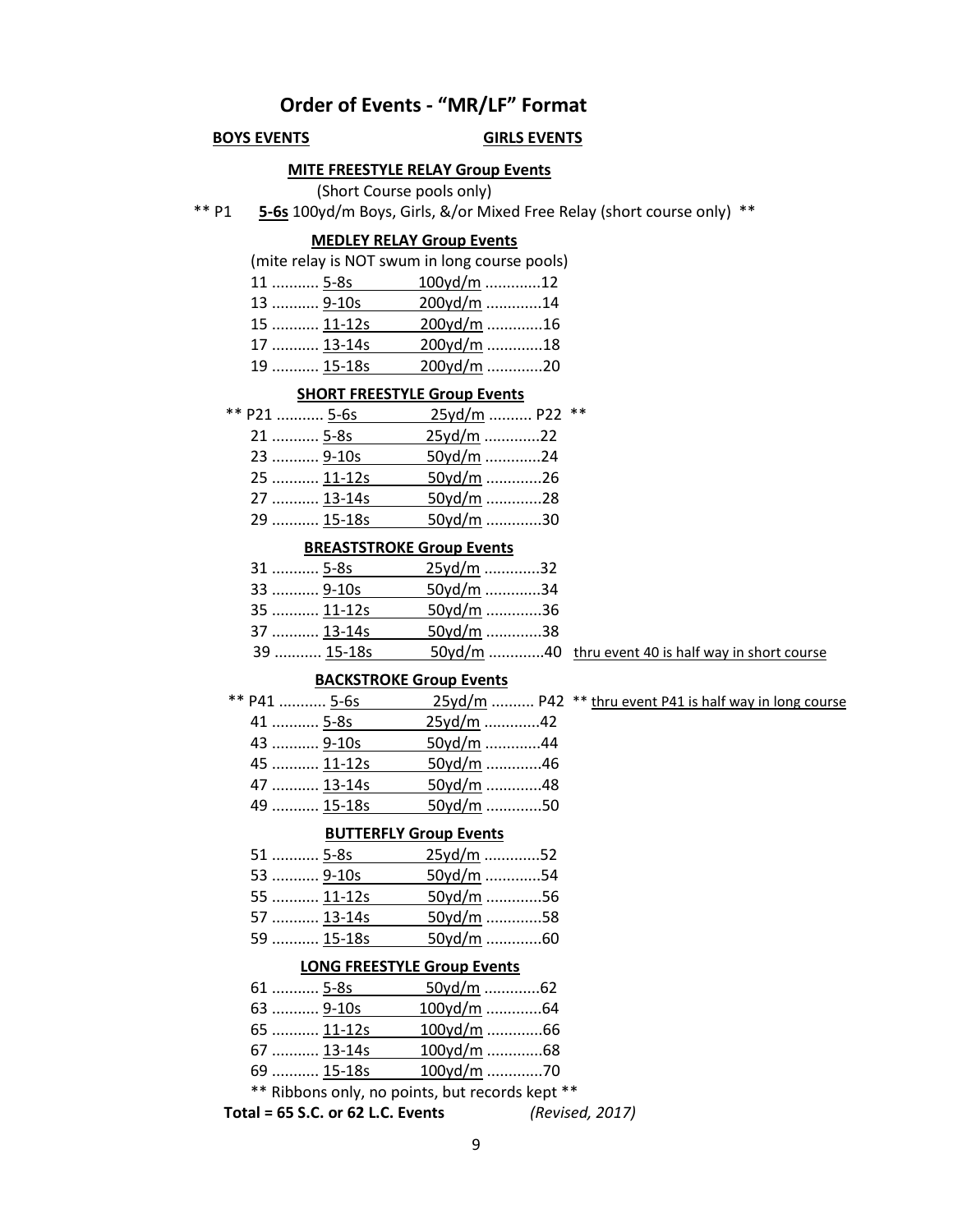# Order of Events - "MR/LF" Format

**BOYS EVENTS** **GIRLS EVENTS**

**MITE FREESTYLE RELAY Group Events**

(Short Course pools only)

** P1 **5-6s** 100yd/m Boys, Girls, &/or Mixed Free Relay (short course only) **

**MEDLEY RELAY Group Events**

(mite relay is NOT swum in long course pools)

| Boys | Age | Distance | Girls | Note |
|---|---|---|---|---|
| 11 | 5-8s | 100yd/m | 12 | |
| 13 | 9-10s | 200yd/m | 14 | |
| 15 | 11-12s | 200yd/m | 16 | |
| 17 | 13-14s | 200yd/m | 18 | |
| 19 | 15-18s | 200yd/m | 20 | |
| **SHORT FREESTYLE Group Events** | | | | |
| ** P21 | 5-6s | 25yd/m | P22 ** | |
| 21 | 5-8s | 25yd/m | 22 | |
| 23 | 9-10s | 50yd/m | 24 | |
| 25 | 11-12s | 50yd/m | 26 | |
| 27 | 13-14s | 50yd/m | 28 | |
| 29 | 15-18s | 50yd/m | 30 | |
| **BREASTSTROKE Group Events** | | | | |
| 31 | 5-8s | 25yd/m | 32 | |
| 33 | 9-10s | 50yd/m | 34 | |
| 35 | 11-12s | 50yd/m | 36 | |
| 37 | 13-14s | 50yd/m | 38 | |
| 39 | 15-18s | 50yd/m | 40 | thru event 40 is half way in short course |
| **BACKSTROKE Group Events** | | | | |
| ** P41 | 5-6s | 25yd/m | P42 ** | thru event P41 is half way in long course |
| 41 | 5-8s | 25yd/m | 42 | |
| 43 | 9-10s | 50yd/m | 44 | |
| 45 | 11-12s | 50yd/m | 46 | |
| 47 | 13-14s | 50yd/m | 48 | |
| 49 | 15-18s | 50yd/m | 50 | |
| **BUTTERFLY Group Events** | | | | |
| 51 | 5-8s | 25yd/m | 52 | |
| 53 | 9-10s | 50yd/m | 54 | |
| 55 | 11-12s | 50yd/m | 56 | |
| 57 | 13-14s | 50yd/m | 58 | |
| 59 | 15-18s | 50yd/m | 60 | |
| **LONG FREESTYLE Group Events** | | | | |
| 61 | 5-8s | 50yd/m | 62 | |
| 63 | 9-10s | 100yd/m | 64 | |
| 65 | 11-12s | 100yd/m | 66 | |
| 67 | 13-14s | 100yd/m | 68 | |
| 69 | 15-18s | 100yd/m | 70 | |

** Ribbons only, no points, but records kept **

**Total = 65 S.C. or 62 L.C. Events** *(Revised, 2017)*